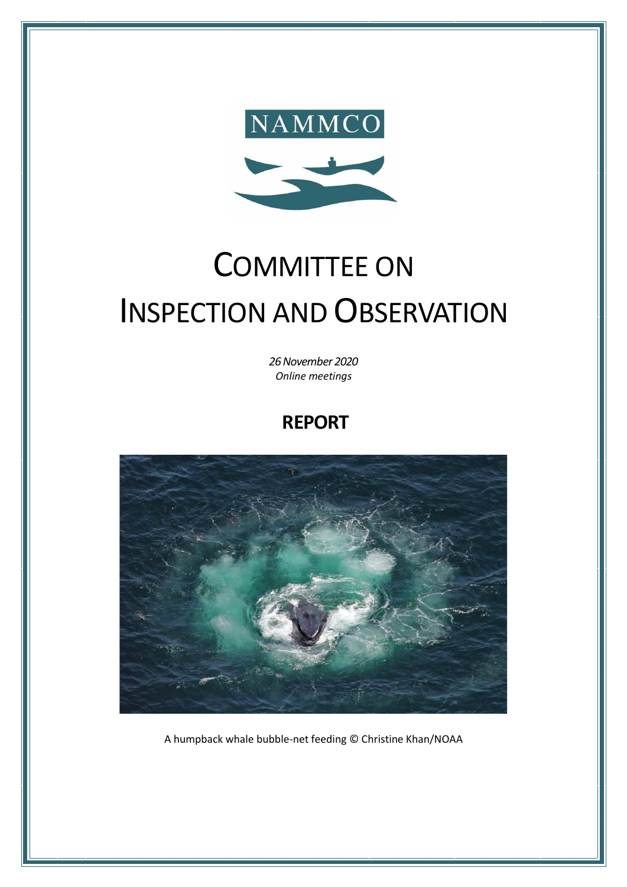NAMMCO

# COMMITTEE ON INSPECTION AND OBSERVATION

*26 November 2020*
*Online meetings*

## REPORT

A humpback whale bubble-net feeding © Christine Khan/NOAA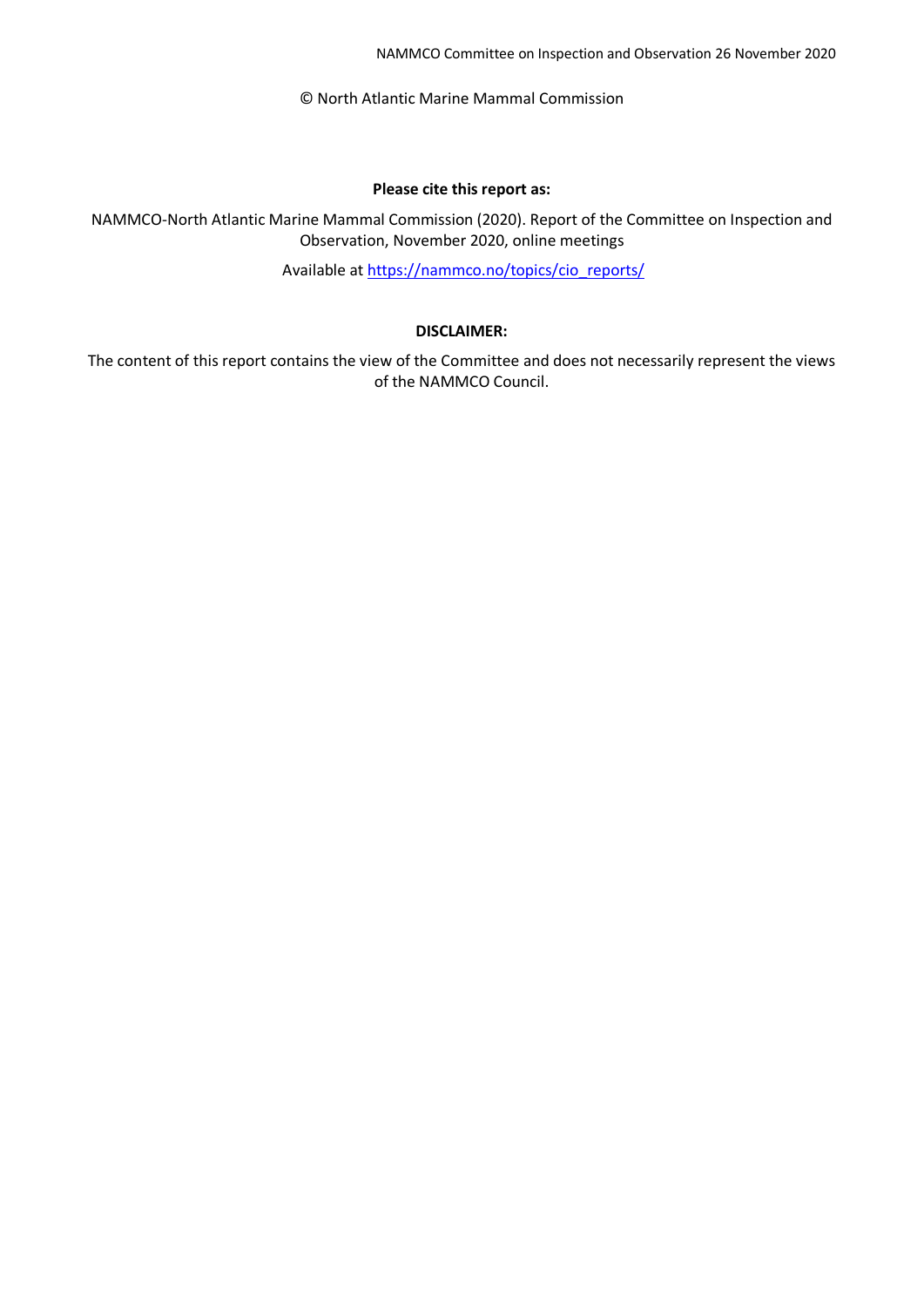© North Atlantic Marine Mammal Commission

**Please cite this report as:**

NAMMCO-North Atlantic Marine Mammal Commission (2020). Report of the Committee on Inspection and Observation, November 2020, online meetings

Available at https://nammco.no/topics/cio_reports/

**DISCLAIMER:**

The content of this report contains the view of the Committee and does not necessarily represent the views of the NAMMCO Council.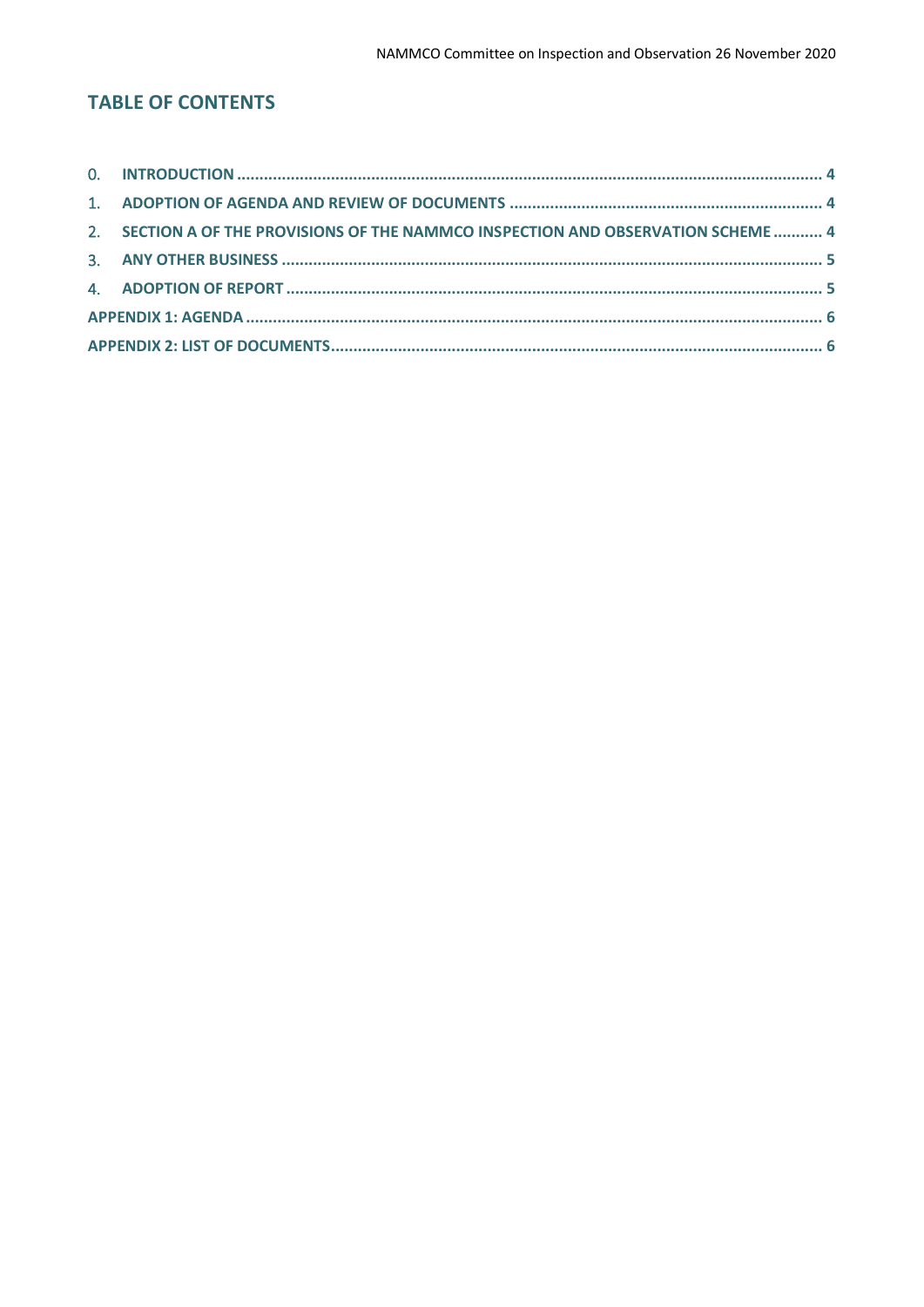## TABLE OF CONTENTS

0. INTRODUCTION ..................................................................................................................... 4
1. ADOPTION OF AGENDA AND REVIEW OF DOCUMENTS ........................................................ 4
2. SECTION A OF THE PROVISIONS OF THE NAMMCO INSPECTION AND OBSERVATION SCHEME ........... 4
3. ANY OTHER BUSINESS ........................................................................................................... 5
4. ADOPTION OF REPORT .......................................................................................................... 5

APPENDIX 1: AGENDA ................................................................................................................... 6

APPENDIX 2: LIST OF DOCUMENTS.............................................................................................. 6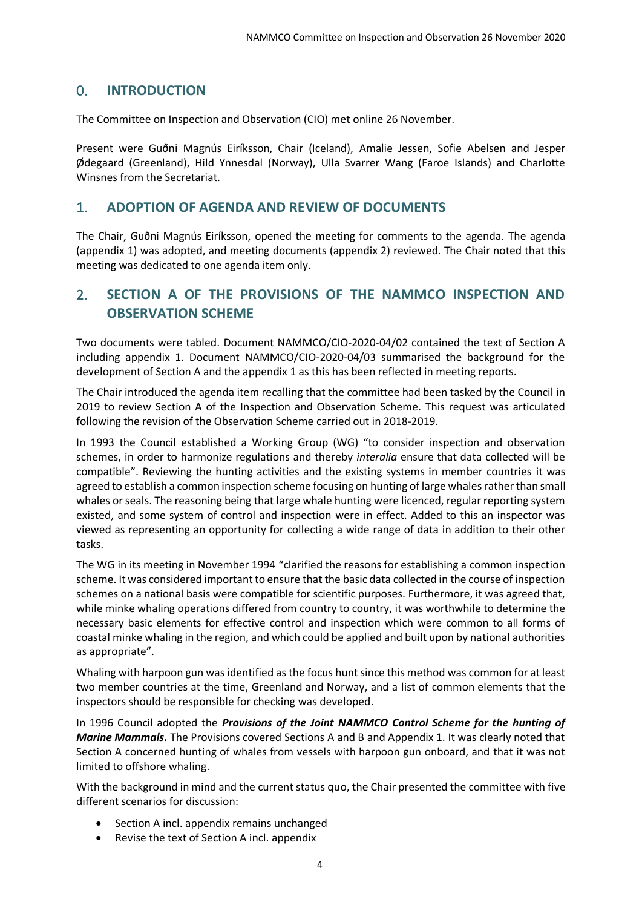## 0. INTRODUCTION

The Committee on Inspection and Observation (CIO) met online 26 November.

Present were Guðni Magnús Eiríksson, Chair (Iceland), Amalie Jessen, Sofie Abelsen and Jesper Ødegaard (Greenland), Hild Ynnesdal (Norway), Ulla Svarrer Wang (Faroe Islands) and Charlotte Winsnes from the Secretariat.

## 1. ADOPTION OF AGENDA AND REVIEW OF DOCUMENTS

The Chair, Guðni Magnús Eiríksson, opened the meeting for comments to the agenda. The agenda (appendix 1) was adopted, and meeting documents (appendix 2) reviewed. The Chair noted that this meeting was dedicated to one agenda item only.

## 2. SECTION A OF THE PROVISIONS OF THE NAMMCO INSPECTION AND OBSERVATION SCHEME

Two documents were tabled. Document NAMMCO/CIO-2020-04/02 contained the text of Section A including appendix 1. Document NAMMCO/CIO-2020-04/03 summarised the background for the development of Section A and the appendix 1 as this has been reflected in meeting reports.

The Chair introduced the agenda item recalling that the committee had been tasked by the Council in 2019 to review Section A of the Inspection and Observation Scheme. This request was articulated following the revision of the Observation Scheme carried out in 2018-2019.

In 1993 the Council established a Working Group (WG) "to consider inspection and observation schemes, in order to harmonize regulations and thereby *interalia* ensure that data collected will be compatible". Reviewing the hunting activities and the existing systems in member countries it was agreed to establish a common inspection scheme focusing on hunting of large whales rather than small whales or seals. The reasoning being that large whale hunting were licenced, regular reporting system existed, and some system of control and inspection were in effect. Added to this an inspector was viewed as representing an opportunity for collecting a wide range of data in addition to their other tasks.

The WG in its meeting in November 1994 "clarified the reasons for establishing a common inspection scheme. It was considered important to ensure that the basic data collected in the course of inspection schemes on a national basis were compatible for scientific purposes. Furthermore, it was agreed that, while minke whaling operations differed from country to country, it was worthwhile to determine the necessary basic elements for effective control and inspection which were common to all forms of coastal minke whaling in the region, and which could be applied and built upon by national authorities as appropriate".

Whaling with harpoon gun was identified as the focus hunt since this method was common for at least two member countries at the time, Greenland and Norway, and a list of common elements that the inspectors should be responsible for checking was developed.

In 1996 Council adopted the ***Provisions of the Joint NAMMCO Control Scheme for the hunting of Marine Mammals.*** The Provisions covered Sections A and B and Appendix 1. It was clearly noted that Section A concerned hunting of whales from vessels with harpoon gun onboard, and that it was not limited to offshore whaling.

With the background in mind and the current status quo, the Chair presented the committee with five different scenarios for discussion:

- Section A incl. appendix remains unchanged
- Revise the text of Section A incl. appendix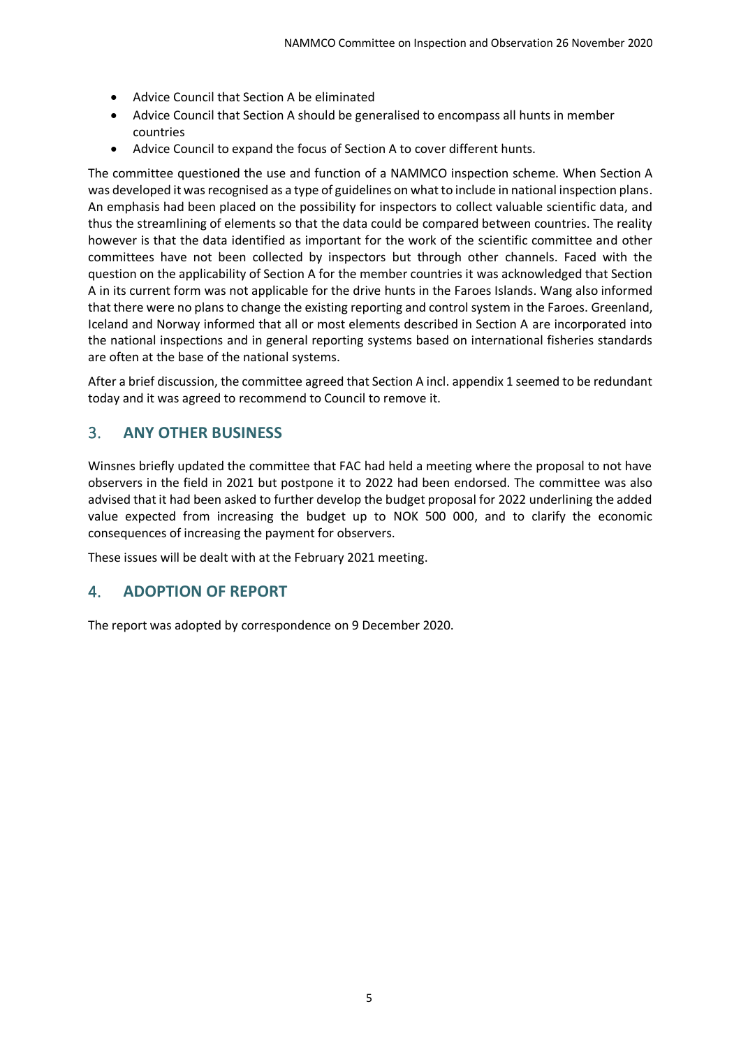- Advice Council that Section A be eliminated
- Advice Council that Section A should be generalised to encompass all hunts in member countries
- Advice Council to expand the focus of Section A to cover different hunts.

The committee questioned the use and function of a NAMMCO inspection scheme. When Section A was developed it was recognised as a type of guidelines on what to include in national inspection plans. An emphasis had been placed on the possibility for inspectors to collect valuable scientific data, and thus the streamlining of elements so that the data could be compared between countries. The reality however is that the data identified as important for the work of the scientific committee and other committees have not been collected by inspectors but through other channels. Faced with the question on the applicability of Section A for the member countries it was acknowledged that Section A in its current form was not applicable for the drive hunts in the Faroes Islands. Wang also informed that there were no plans to change the existing reporting and control system in the Faroes. Greenland, Iceland and Norway informed that all or most elements described in Section A are incorporated into the national inspections and in general reporting systems based on international fisheries standards are often at the base of the national systems.

After a brief discussion, the committee agreed that Section A incl. appendix 1 seemed to be redundant today and it was agreed to recommend to Council to remove it.

## 3. ANY OTHER BUSINESS

Winsnes briefly updated the committee that FAC had held a meeting where the proposal to not have observers in the field in 2021 but postpone it to 2022 had been endorsed. The committee was also advised that it had been asked to further develop the budget proposal for 2022 underlining the added value expected from increasing the budget up to NOK 500 000, and to clarify the economic consequences of increasing the payment for observers.

These issues will be dealt with at the February 2021 meeting.

## 4. ADOPTION OF REPORT

The report was adopted by correspondence on 9 December 2020.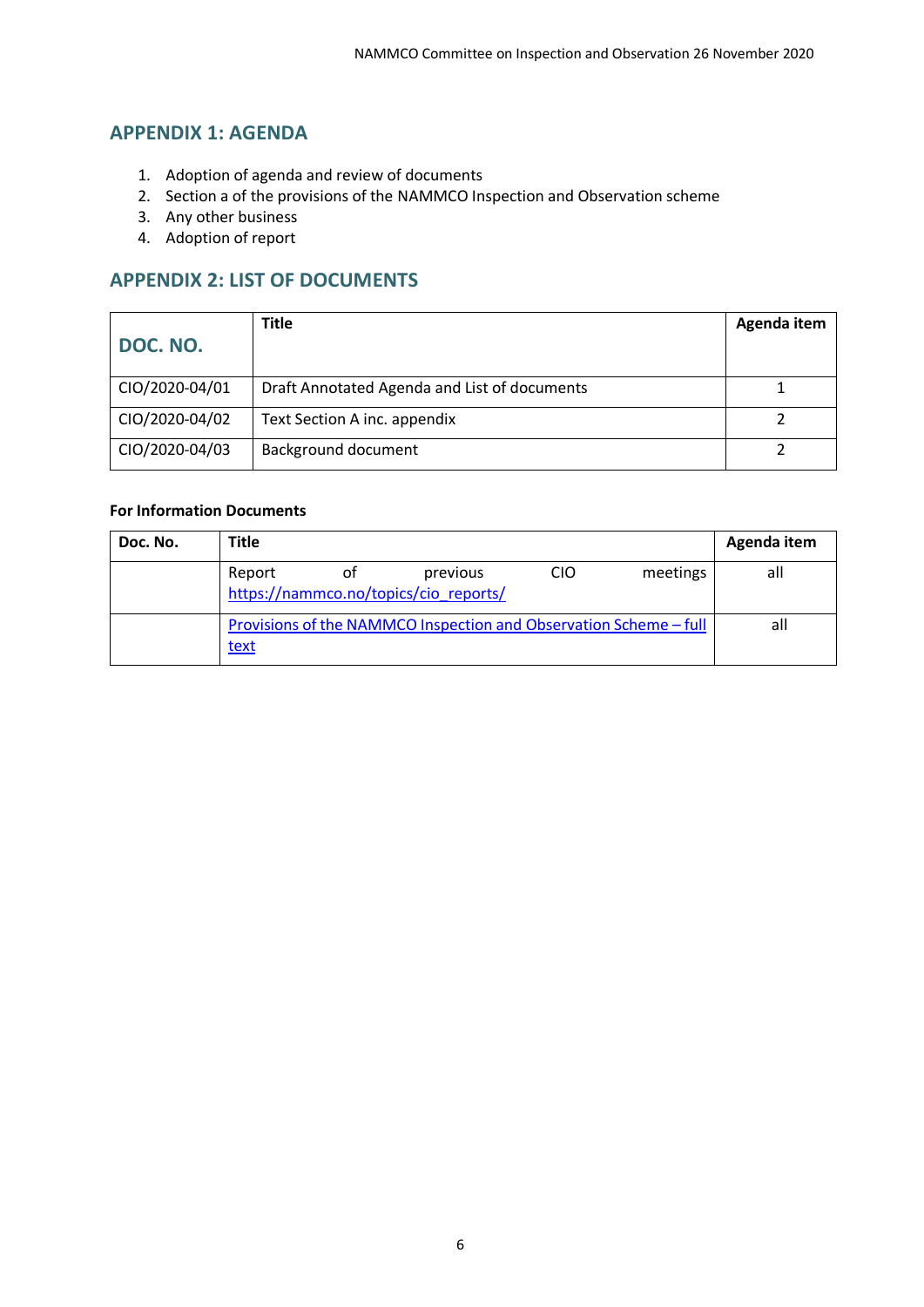## APPENDIX 1: AGENDA

1. Adoption of agenda and review of documents
2. Section a of the provisions of the NAMMCO Inspection and Observation scheme
3. Any other business
4. Adoption of report

## APPENDIX 2: LIST OF DOCUMENTS

| DOC. NO. | Title | Agenda item |
|---|---|---|
| CIO/2020-04/01 | Draft Annotated Agenda and List of documents | 1 |
| CIO/2020-04/02 | Text Section A inc. appendix | 2 |
| CIO/2020-04/03 | Background document | 2 |

**For Information Documents**

| Doc. No. | Title | Agenda item |
|---|---|---|
| | Report of previous CIO meetings https://nammco.no/topics/cio_reports/ | all |
| | Provisions of the NAMMCO Inspection and Observation Scheme – full text | all |